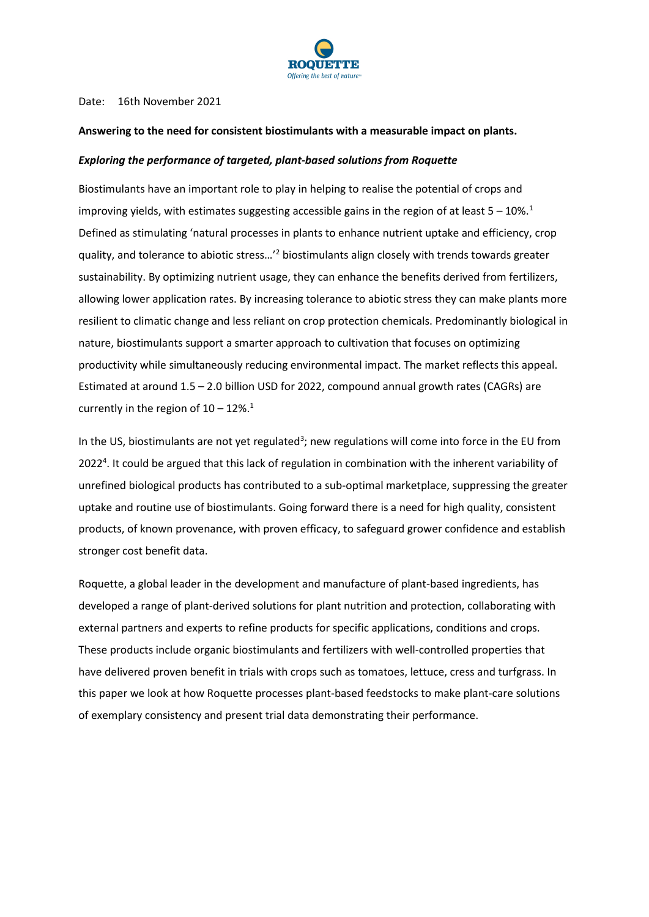Date: 16th November 2021

**Answering to the need for consistent biostimulants with a measurable impact on plants.**

***Exploring the performance of targeted, plant-based solutions from Roquette***

Biostimulants have an important role to play in helping to realise the potential of crops and improving yields, with estimates suggesting accessible gains in the region of at least 5 – 10%.[1] Defined as stimulating 'natural processes in plants to enhance nutrient uptake and efficiency, crop quality, and tolerance to abiotic stress…'[2] biostimulants align closely with trends towards greater sustainability. By optimizing nutrient usage, they can enhance the benefits derived from fertilizers, allowing lower application rates. By increasing tolerance to abiotic stress they can make plants more resilient to climatic change and less reliant on crop protection chemicals. Predominantly biological in nature, biostimulants support a smarter approach to cultivation that focuses on optimizing productivity while simultaneously reducing environmental impact. The market reflects this appeal. Estimated at around 1.5 – 2.0 billion USD for 2022, compound annual growth rates (CAGRs) are currently in the region of 10 – 12%.[1]

In the US, biostimulants are not yet regulated[3]; new regulations will come into force in the EU from 2022[4]. It could be argued that this lack of regulation in combination with the inherent variability of unrefined biological products has contributed to a sub-optimal marketplace, suppressing the greater uptake and routine use of biostimulants. Going forward there is a need for high quality, consistent products, of known provenance, with proven efficacy, to safeguard grower confidence and establish stronger cost benefit data.

Roquette, a global leader in the development and manufacture of plant-based ingredients, has developed a range of plant-derived solutions for plant nutrition and protection, collaborating with external partners and experts to refine products for specific applications, conditions and crops. These products include organic biostimulants and fertilizers with well-controlled properties that have delivered proven benefit in trials with crops such as tomatoes, lettuce, cress and turfgrass. In this paper we look at how Roquette processes plant-based feedstocks to make plant-care solutions of exemplary consistency and present trial data demonstrating their performance.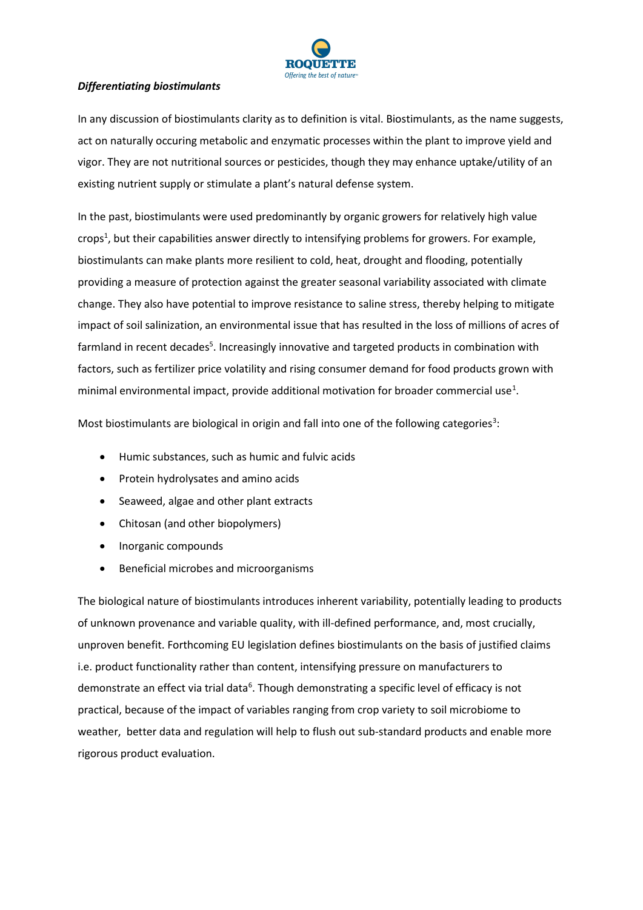***Differentiating biostimulants***

In any discussion of biostimulants clarity as to definition is vital. Biostimulants, as the name suggests, act on naturally occuring metabolic and enzymatic processes within the plant to improve yield and vigor. They are not nutritional sources or pesticides, though they may enhance uptake/utility of an existing nutrient supply or stimulate a plant's natural defense system.

In the past, biostimulants were used predominantly by organic growers for relatively high value crops[1], but their capabilities answer directly to intensifying problems for growers. For example, biostimulants can make plants more resilient to cold, heat, drought and flooding, potentially providing a measure of protection against the greater seasonal variability associated with climate change. They also have potential to improve resistance to saline stress, thereby helping to mitigate impact of soil salinization, an environmental issue that has resulted in the loss of millions of acres of farmland in recent decades[5]. Increasingly innovative and targeted products in combination with factors, such as fertilizer price volatility and rising consumer demand for food products grown with minimal environmental impact, provide additional motivation for broader commercial use[1].

Most biostimulants are biological in origin and fall into one of the following categories[3]:

- Humic substances, such as humic and fulvic acids
- Protein hydrolysates and amino acids
- Seaweed, algae and other plant extracts
- Chitosan (and other biopolymers)
- Inorganic compounds
- Beneficial microbes and microorganisms

The biological nature of biostimulants introduces inherent variability, potentially leading to products of unknown provenance and variable quality, with ill-defined performance, and, most crucially, unproven benefit. Forthcoming EU legislation defines biostimulants on the basis of justified claims i.e. product functionality rather than content, intensifying pressure on manufacturers to demonstrate an effect via trial data[6]. Though demonstrating a specific level of efficacy is not practical, because of the impact of variables ranging from crop variety to soil microbiome to weather, better data and regulation will help to flush out sub-standard products and enable more rigorous product evaluation.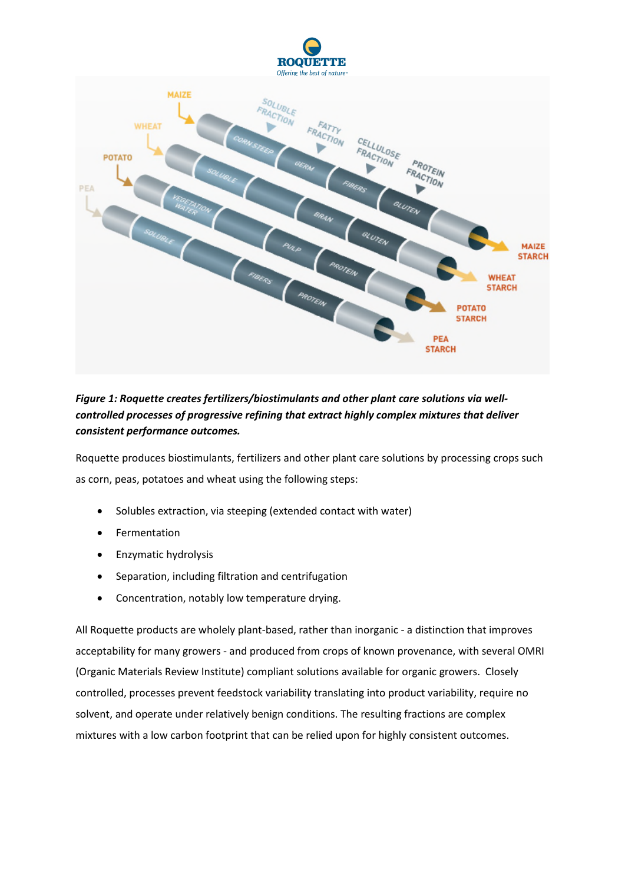*Figure 1: Roquette creates fertilizers/biostimulants and other plant care solutions via well-controlled processes of progressive refining that extract highly complex mixtures that deliver consistent performance outcomes.*

Roquette produces biostimulants, fertilizers and other plant care solutions by processing crops such as corn, peas, potatoes and wheat using the following steps:

- Solubles extraction, via steeping (extended contact with water)
- Fermentation
- Enzymatic hydrolysis
- Separation, including filtration and centrifugation
- Concentration, notably low temperature drying.

All Roquette products are wholely plant-based, rather than inorganic - a distinction that improves acceptability for many growers - and produced from crops of known provenance, with several OMRI (Organic Materials Review Institute) compliant solutions available for organic growers. Closely controlled, processes prevent feedstock variability translating into product variability, require no solvent, and operate under relatively benign conditions. The resulting fractions are complex mixtures with a low carbon footprint that can be relied upon for highly consistent outcomes.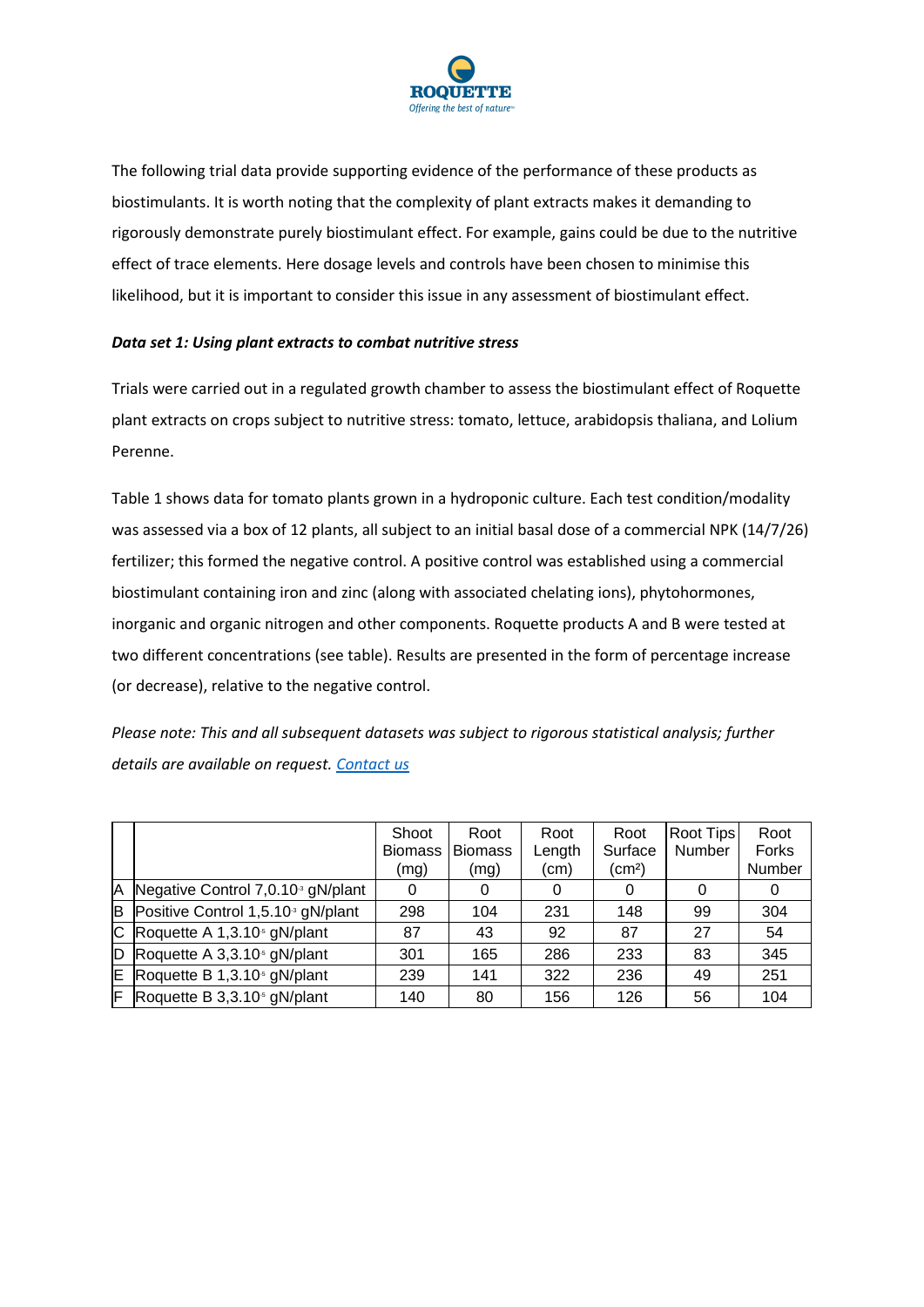The following trial data provide supporting evidence of the performance of these products as biostimulants. It is worth noting that the complexity of plant extracts makes it demanding to rigorously demonstrate purely biostimulant effect. For example, gains could be due to the nutritive effect of trace elements. Here dosage levels and controls have been chosen to minimise this likelihood, but it is important to consider this issue in any assessment of biostimulant effect.

***Data set 1: Using plant extracts to combat nutritive stress***

Trials were carried out in a regulated growth chamber to assess the biostimulant effect of Roquette plant extracts on crops subject to nutritive stress: tomato, lettuce, arabidopsis thaliana, and Lolium Perenne.

Table 1 shows data for tomato plants grown in a hydroponic culture. Each test condition/modality was assessed via a box of 12 plants, all subject to an initial basal dose of a commercial NPK (14/7/26) fertilizer; this formed the negative control. A positive control was established using a commercial biostimulant containing iron and zinc (along with associated chelating ions), phytohormones, inorganic and organic nitrogen and other components. Roquette products A and B were tested at two different concentrations (see table). Results are presented in the form of percentage increase (or decrease), relative to the negative control.

*Please note: This and all subsequent datasets was subject to rigorous statistical analysis; further details are available on request. [Contact us](#)*

| | | Shoot Biomass (mg) | Root Biomass (mg) | Root Length (cm) | Root Surface ($cm^2$) | Root Tips Number | Root Forks Number |
|---|---|---|---|---|---|---|---|
| A | Negative Control 7,0.$10^{3}$ gN/plant | 0 | 0 | 0 | 0 | 0 | 0 |
| B | Positive Control 1,5.$10^{3}$ gN/plant | 298 | 104 | 231 | 148 | 99 | 304 |
| C | Roquette A 1,3.$10^{5}$ gN/plant | 87 | 43 | 92 | 87 | 27 | 54 |
| D | Roquette A 3,3.$10^{5}$ gN/plant | 301 | 165 | 286 | 233 | 83 | 345 |
| E | Roquette B 1,3.$10^{5}$ gN/plant | 239 | 141 | 322 | 236 | 49 | 251 |
| F | Roquette B 3,3.$10^{5}$ gN/plant | 140 | 80 | 156 | 126 | 56 | 104 |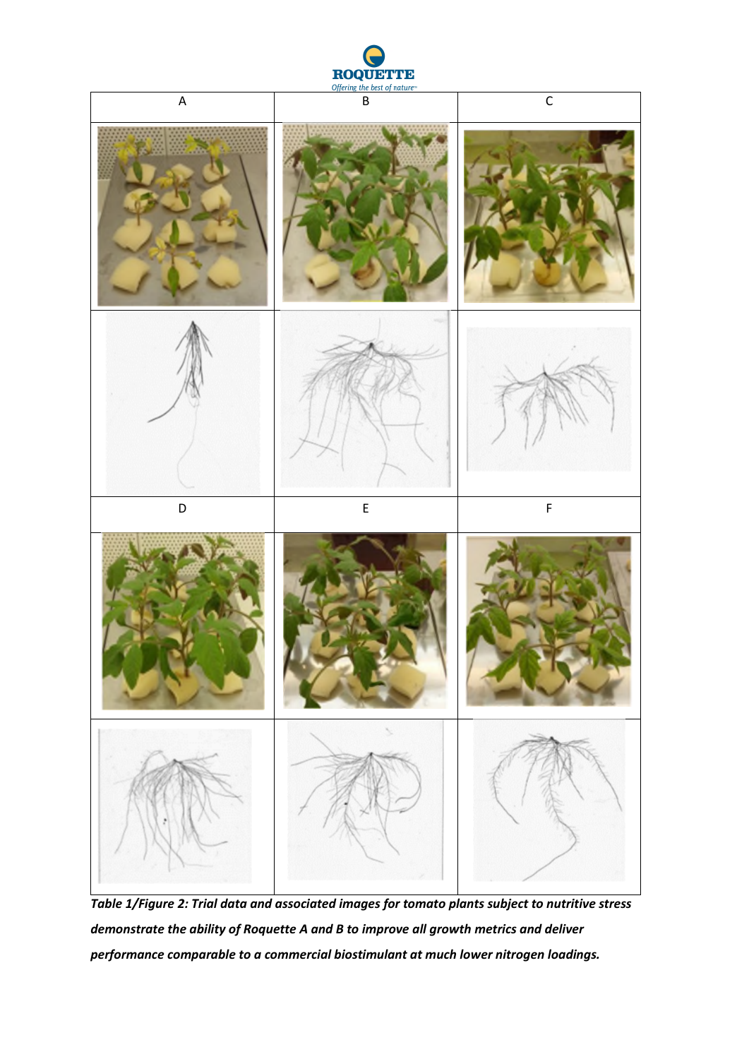| A | B | C |
| --- | --- | --- |
| | | |
| | | |
| D | E | F |
| | | |
| | | |

***Table 1/Figure 2: Trial data and associated images for tomato plants subject to nutritive stress demonstrate the ability of Roquette A and B to improve all growth metrics and deliver performance comparable to a commercial biostimulant at much lower nitrogen loadings.***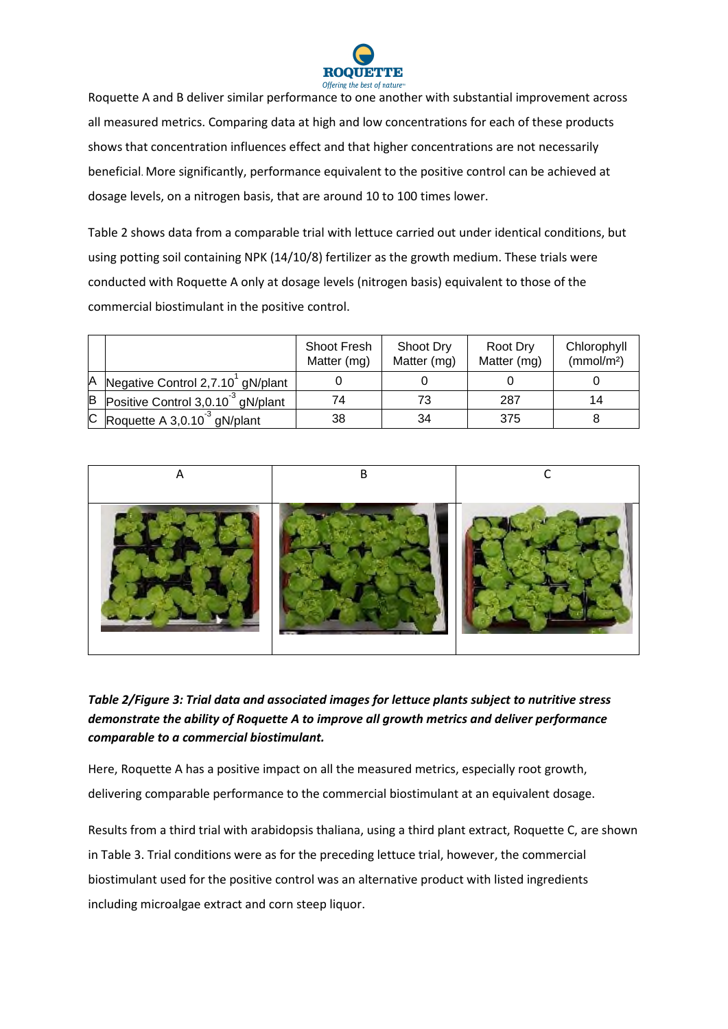Roquette A and B deliver similar performance to one another with substantial improvement across all measured metrics. Comparing data at high and low concentrations for each of these products shows that concentration influences effect and that higher concentrations are not necessarily beneficial. More significantly, performance equivalent to the positive control can be achieved at dosage levels, on a nitrogen basis, that are around 10 to 100 times lower.

Table 2 shows data from a comparable trial with lettuce carried out under identical conditions, but using potting soil containing NPK (14/10/8) fertilizer as the growth medium. These trials were conducted with Roquette A only at dosage levels (nitrogen basis) equivalent to those of the commercial biostimulant in the positive control.

| | | Shoot Fresh Matter (mg) | Shoot Dry Matter (mg) | Root Dry Matter (mg) | Chlorophyll (mmol/m²) |
|---|---|---|---|---|---|
| A | Negative Control $2,7.10^{1}$ gN/plant | 0 | 0 | 0 | 0 |
| B | Positive Control $3,0.10^{-3}$ gN/plant | 74 | 73 | 287 | 14 |
| C | Roquette A $3,0.10^{-3}$ gN/plant | 38 | 34 | 375 | 8 |

***Table 2/Figure 3: Trial data and associated images for lettuce plants subject to nutritive stress demonstrate the ability of Roquette A to improve all growth metrics and deliver performance comparable to a commercial biostimulant.***

Here, Roquette A has a positive impact on all the measured metrics, especially root growth, delivering comparable performance to the commercial biostimulant at an equivalent dosage.

Results from a third trial with arabidopsis thaliana, using a third plant extract, Roquette C, are shown in Table 3. Trial conditions were as for the preceding lettuce trial, however, the commercial biostimulant used for the positive control was an alternative product with listed ingredients including microalgae extract and corn steep liquor.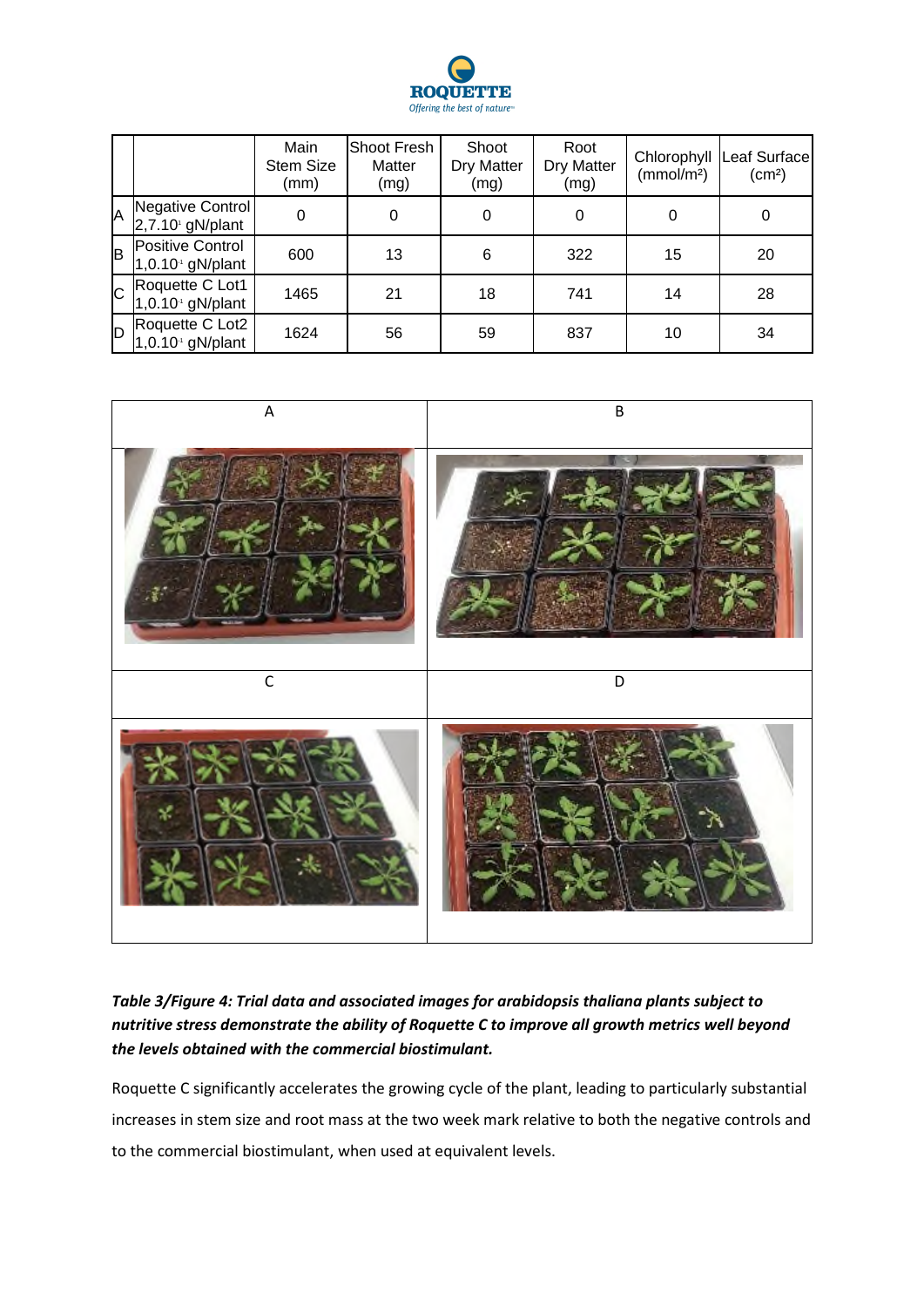| | | Main Stem Size (mm) | Shoot Fresh Matter (mg) | Shoot Dry Matter (mg) | Root Dry Matter (mg) | Chlorophyll (mmol/m²) | Leaf Surface (cm²) |
|---|---|---|---|---|---|---|---|
| A | Negative Control 2,7.10¹ gN/plant | 0 | 0 | 0 | 0 | 0 | 0 |
| B | Positive Control 1,0.10¹ gN/plant | 600 | 13 | 6 | 322 | 15 | 20 |
| C | Roquette C Lot1 1,0.10¹ gN/plant | 1465 | 21 | 18 | 741 | 14 | 28 |
| D | Roquette C Lot2 1,0.10¹ gN/plant | 1624 | 56 | 59 | 837 | 10 | 34 |

| A | B |
|---|---|
| C | D |

***Table 3/Figure 4: Trial data and associated images for arabidopsis thaliana plants subject to nutritive stress demonstrate the ability of Roquette C to improve all growth metrics well beyond the levels obtained with the commercial biostimulant.***

Roquette C significantly accelerates the growing cycle of the plant, leading to particularly substantial increases in stem size and root mass at the two week mark relative to both the negative controls and to the commercial biostimulant, when used at equivalent levels.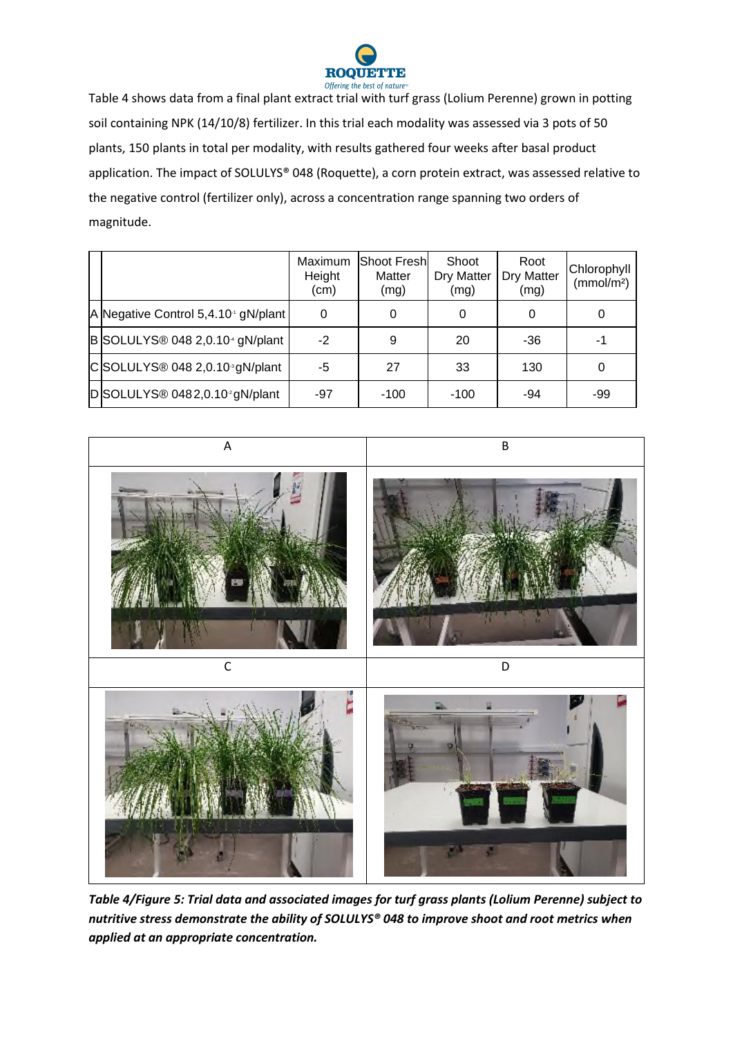Table 4 shows data from a final plant extract trial with turf grass (Lolium Perenne) grown in potting soil containing NPK (14/10/8) fertilizer. In this trial each modality was assessed via 3 pots of 50 plants, 150 plants in total per modality, with results gathered four weeks after basal product application. The impact of SOLULYS® 048 (Roquette), a corn protein extract, was assessed relative to the negative control (fertilizer only), across a concentration range spanning two orders of magnitude.

| | | Maximum Height (cm) | Shoot Fresh Matter (mg) | Shoot Dry Matter (mg) | Root Dry Matter (mg) | Chlorophyll (mmol/m²) |
|---|---|---|---|---|---|---|
| A | Negative Control 5,4.10⁻¹ gN/plant | 0 | 0 | 0 | 0 | 0 |
| B | SOLULYS® 048 2,0.10⁻⁴ gN/plant | -2 | 9 | 20 | -36 | -1 |
| C | SOLULYS® 048 2,0.10⁻³ gN/plant | -5 | 27 | 33 | 130 | 0 |
| D | SOLULYS® 048 2,0.10⁻² gN/plant | -97 | -100 | -100 | -94 | -99 |

| A | B |
|---|---|
| | |
| **C** | **D** |
| | |

***Table 4/Figure 5: Trial data and associated images for turf grass plants (Lolium Perenne) subject to nutritive stress demonstrate the ability of SOLULYS® 048 to improve shoot and root metrics when applied at an appropriate concentration.***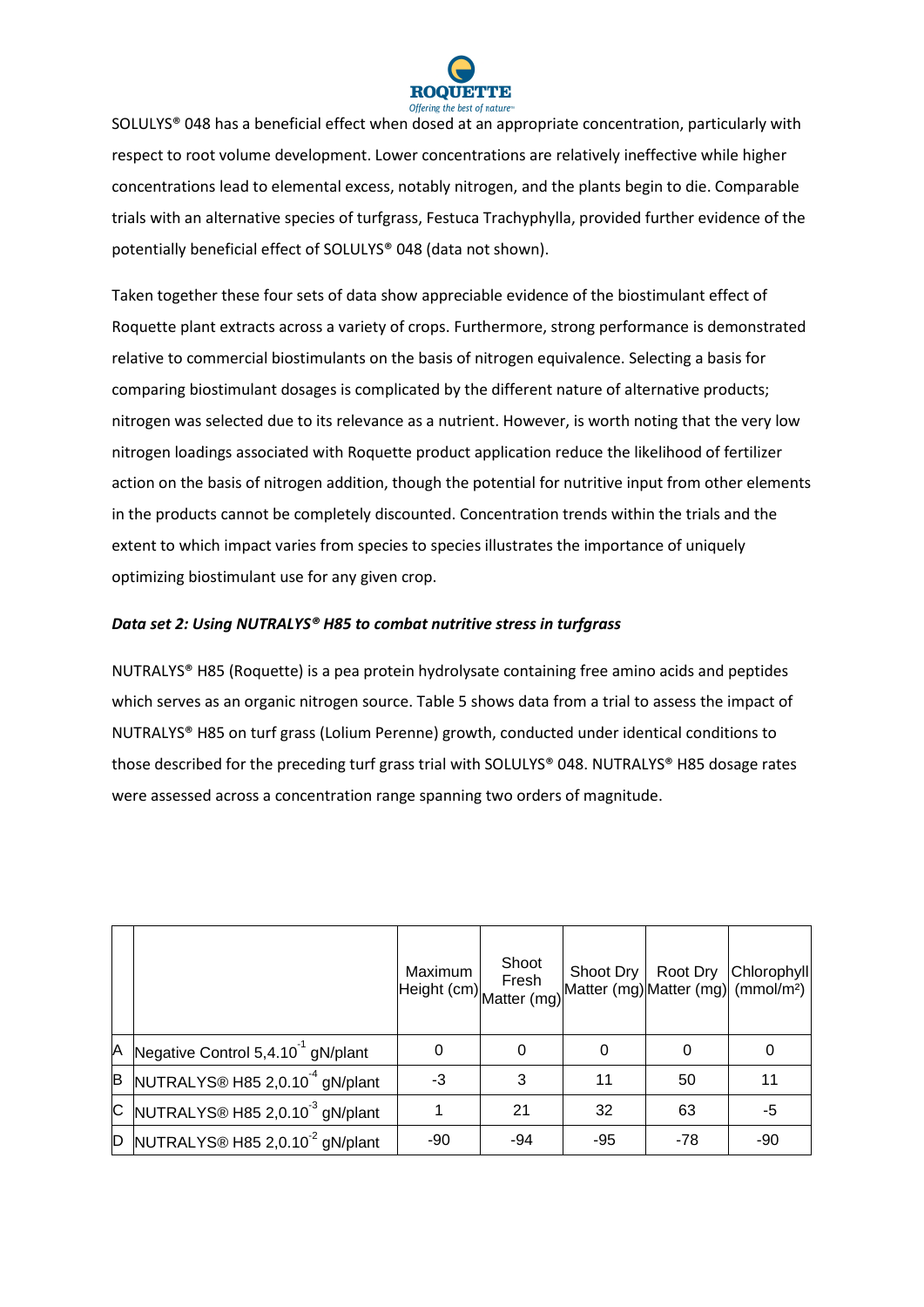SOLULYS® 048 has a beneficial effect when dosed at an appropriate concentration, particularly with respect to root volume development. Lower concentrations are relatively ineffective while higher concentrations lead to elemental excess, notably nitrogen, and the plants begin to die. Comparable trials with an alternative species of turfgrass, Festuca Trachyphylla, provided further evidence of the potentially beneficial effect of SOLULYS® 048 (data not shown).

Taken together these four sets of data show appreciable evidence of the biostimulant effect of Roquette plant extracts across a variety of crops. Furthermore, strong performance is demonstrated relative to commercial biostimulants on the basis of nitrogen equivalence. Selecting a basis for comparing biostimulant dosages is complicated by the different nature of alternative products; nitrogen was selected due to its relevance as a nutrient. However, is worth noting that the very low nitrogen loadings associated with Roquette product application reduce the likelihood of fertilizer action on the basis of nitrogen addition, though the potential for nutritive input from other elements in the products cannot be completely discounted. Concentration trends within the trials and the extent to which impact varies from species to species illustrates the importance of uniquely optimizing biostimulant use for any given crop.

***Data set 2: Using NUTRALYS® H85 to combat nutritive stress in turfgrass***

NUTRALYS® H85 (Roquette) is a pea protein hydrolysate containing free amino acids and peptides which serves as an organic nitrogen source. Table 5 shows data from a trial to assess the impact of NUTRALYS® H85 on turf grass (Lolium Perenne) growth, conducted under identical conditions to those described for the preceding turf grass trial with SOLULYS® 048. NUTRALYS® H85 dosage rates were assessed across a concentration range spanning two orders of magnitude.

| | | Maximum Height (cm) | Shoot Fresh Matter (mg) | Shoot Dry Matter (mg) | Root Dry Matter (mg) | Chlorophyll (mmol/m²) |
|---|---|---|---|---|---|---|
| A | Negative Control 5,4.$10^{-1}$ gN/plant | 0 | 0 | 0 | 0 | 0 |
| B | NUTRALYS® H85 2,0.$10^{-4}$ gN/plant | -3 | 3 | 11 | 50 | 11 |
| C | NUTRALYS® H85 2,0.$10^{-3}$ gN/plant | 1 | 21 | 32 | 63 | -5 |
| D | NUTRALYS® H85 2,0.$10^{-2}$ gN/plant | -90 | -94 | -95 | -78 | -90 |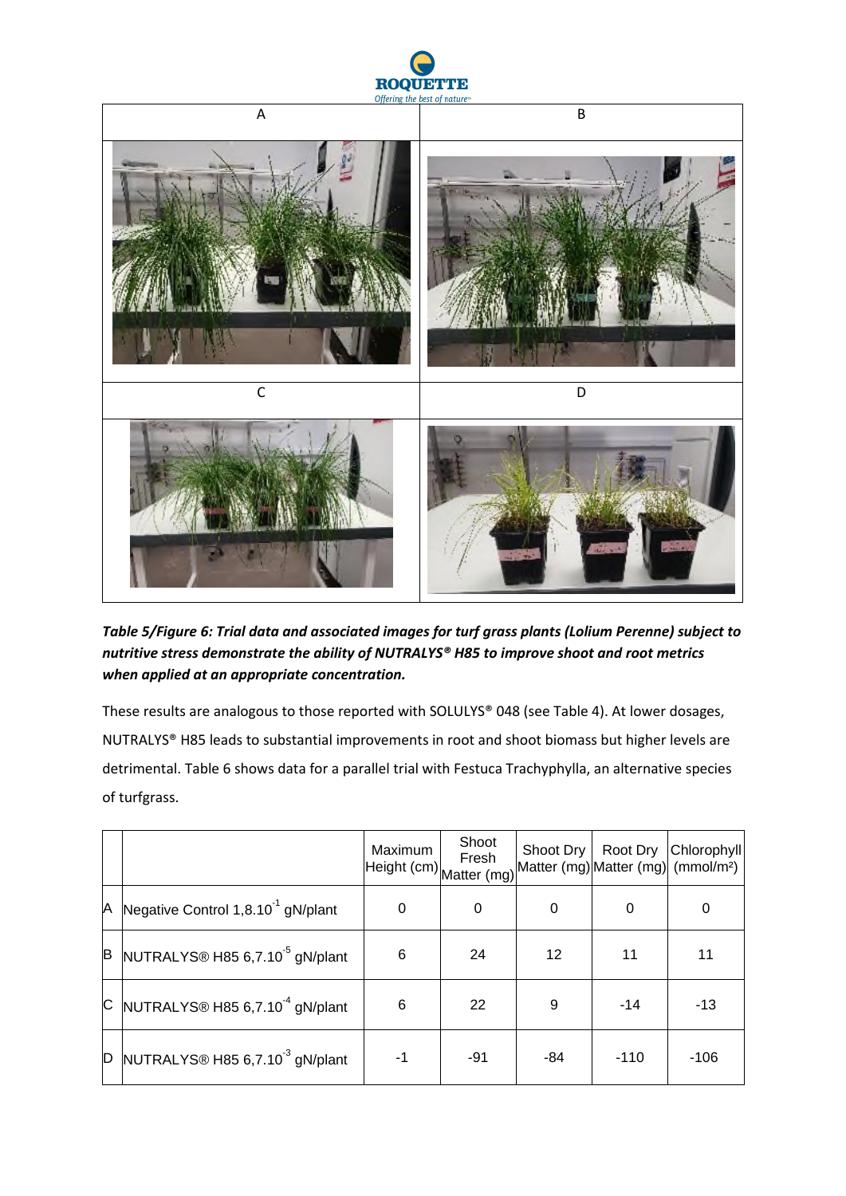| A | B |
|---|---|
| | |
| C | D |
| | |

***Table 5/Figure 6: Trial data and associated images for turf grass plants (Lolium Perenne) subject to nutritive stress demonstrate the ability of NUTRALYS® H85 to improve shoot and root metrics when applied at an appropriate concentration.***

These results are analogous to those reported with SOLULYS® 048 (see Table 4). At lower dosages, NUTRALYS® H85 leads to substantial improvements in root and shoot biomass but higher levels are detrimental. Table 6 shows data for a parallel trial with Festuca Trachyphylla, an alternative species of turfgrass.

| | | Maximum Height (cm) | Shoot Fresh Matter (mg) | Shoot Dry Matter (mg) | Root Dry Matter (mg) | Chlorophyll (mmol/m²) |
|---|---|---|---|---|---|---|
| A | Negative Control $1{,}8.10^{-1}$ gN/plant | 0 | 0 | 0 | 0 | 0 |
| B | NUTRALYS® H85 $6{,}7.10^{-5}$ gN/plant | 6 | 24 | 12 | 11 | 11 |
| C | NUTRALYS® H85 $6{,}7.10^{-4}$ gN/plant | 6 | 22 | 9 | -14 | -13 |
| D | NUTRALYS® H85 $6{,}7.10^{-3}$ gN/plant | -1 | -91 | -84 | -110 | -106 |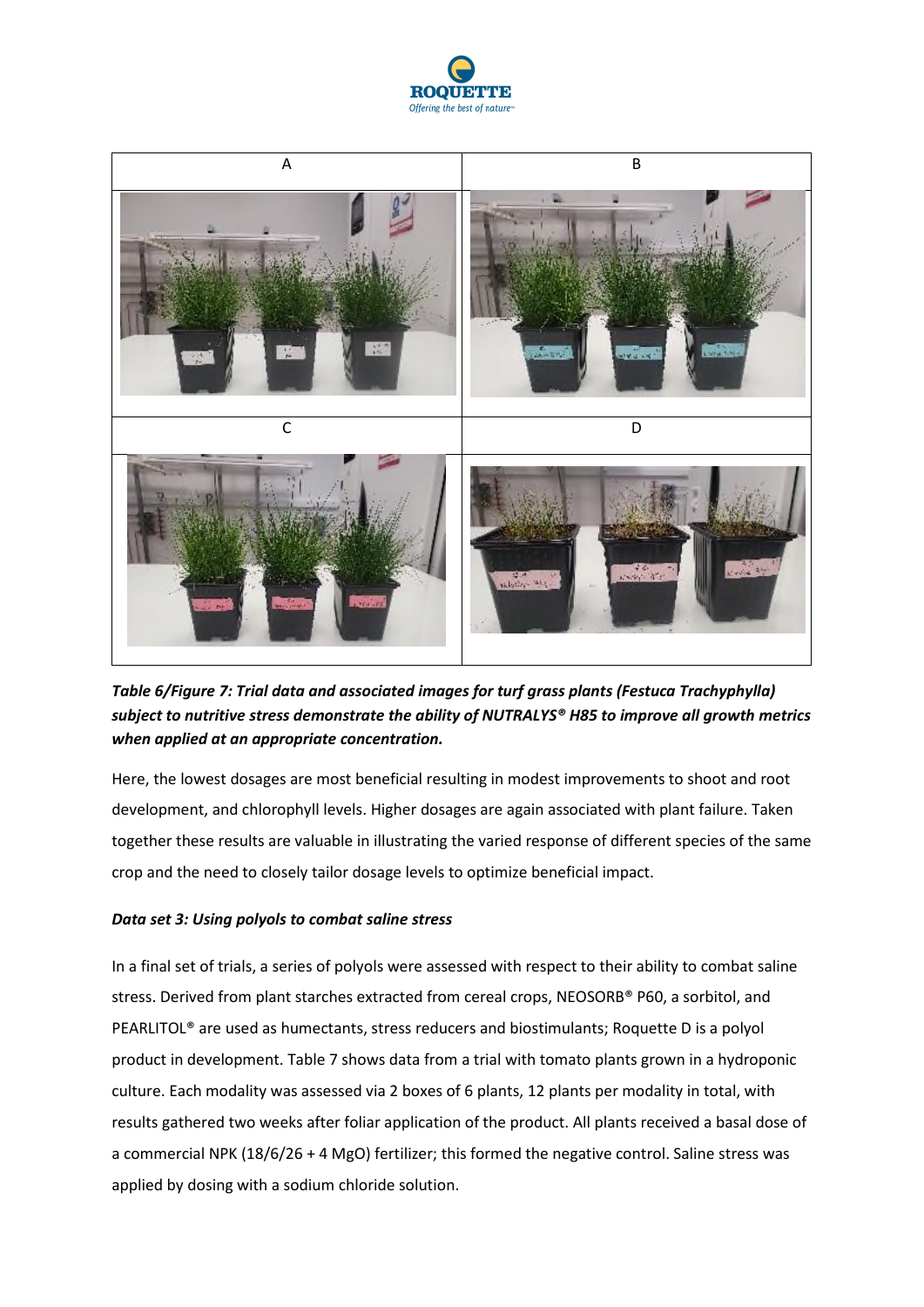| A | B |
|---|---|
| | |
| C | D |
| | |

***Table 6/Figure 7: Trial data and associated images for turf grass plants (Festuca Trachyphylla) subject to nutritive stress demonstrate the ability of NUTRALYS® H85 to improve all growth metrics when applied at an appropriate concentration.***

Here, the lowest dosages are most beneficial resulting in modest improvements to shoot and root development, and chlorophyll levels. Higher dosages are again associated with plant failure. Taken together these results are valuable in illustrating the varied response of different species of the same crop and the need to closely tailor dosage levels to optimize beneficial impact.

***Data set 3: Using polyols to combat saline stress***

In a final set of trials, a series of polyols were assessed with respect to their ability to combat saline stress. Derived from plant starches extracted from cereal crops, NEOSORB® P60, a sorbitol, and PEARLITOL® are used as humectants, stress reducers and biostimulants; Roquette D is a polyol product in development. Table 7 shows data from a trial with tomato plants grown in a hydroponic culture. Each modality was assessed via 2 boxes of 6 plants, 12 plants per modality in total, with results gathered two weeks after foliar application of the product. All plants received a basal dose of a commercial NPK (18/6/26 + 4 MgO) fertilizer; this formed the negative control. Saline stress was applied by dosing with a sodium chloride solution.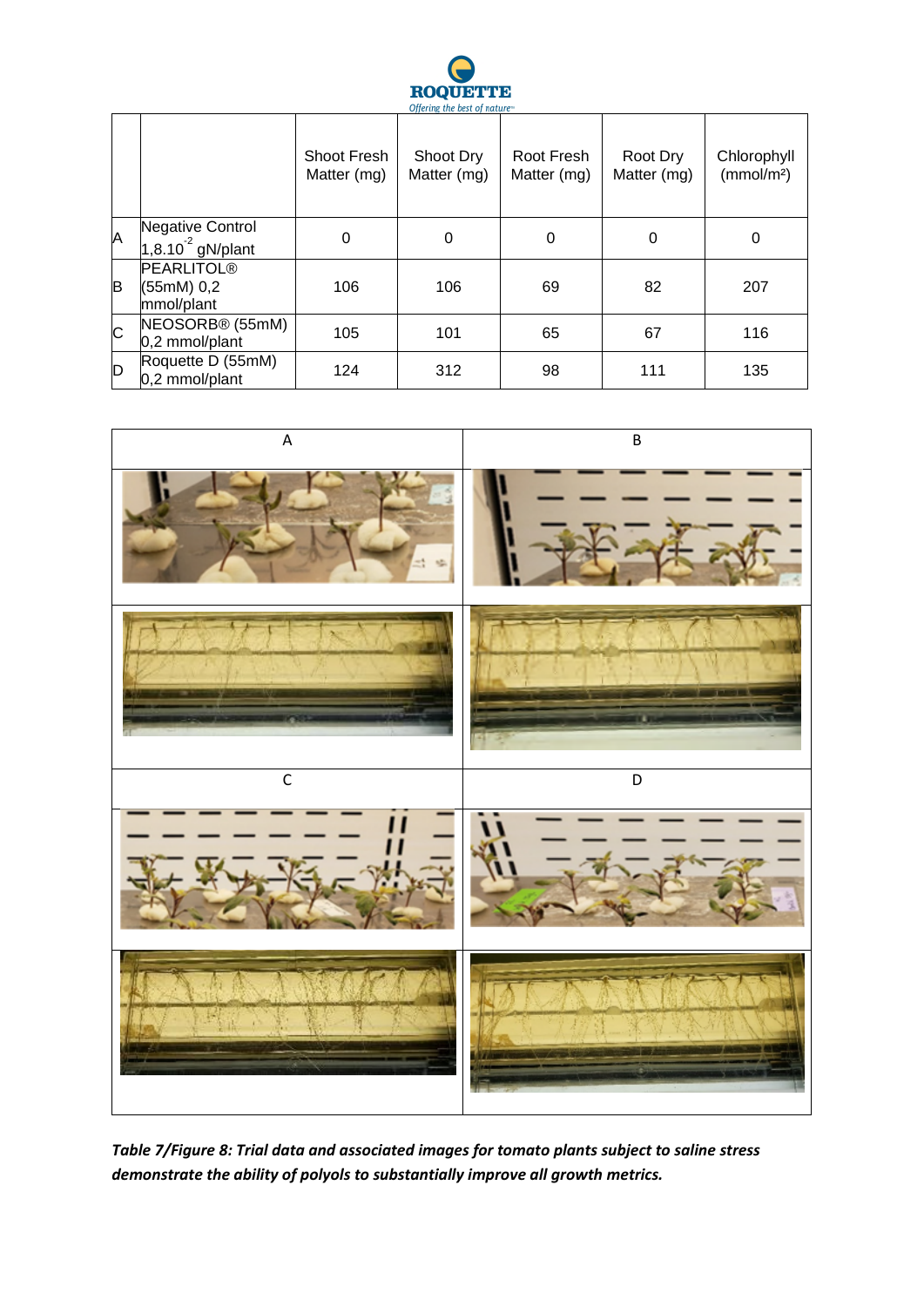|   |   | Shoot Fresh Matter (mg) | Shoot Dry Matter (mg) | Root Fresh Matter (mg) | Root Dry Matter (mg) | Chlorophyll (mmol/m²) |
|---|---|---|---|---|---|---|
| A | Negative Control $1{,}8.10^{-2}$ gN/plant | 0 | 0 | 0 | 0 | 0 |
| B | PEARLITOL® (55mM) 0,2 mmol/plant | 106 | 106 | 69 | 82 | 207 |
| C | NEOSORB® (55mM) 0,2 mmol/plant | 105 | 101 | 65 | 67 | 116 |
| D | Roquette D (55mM) 0,2 mmol/plant | 124 | 312 | 98 | 111 | 135 |

| A | B |
|---|---|
| C | D |

***Table 7/Figure 8: Trial data and associated images for tomato plants subject to saline stress demonstrate the ability of polyols to substantially improve all growth metrics.***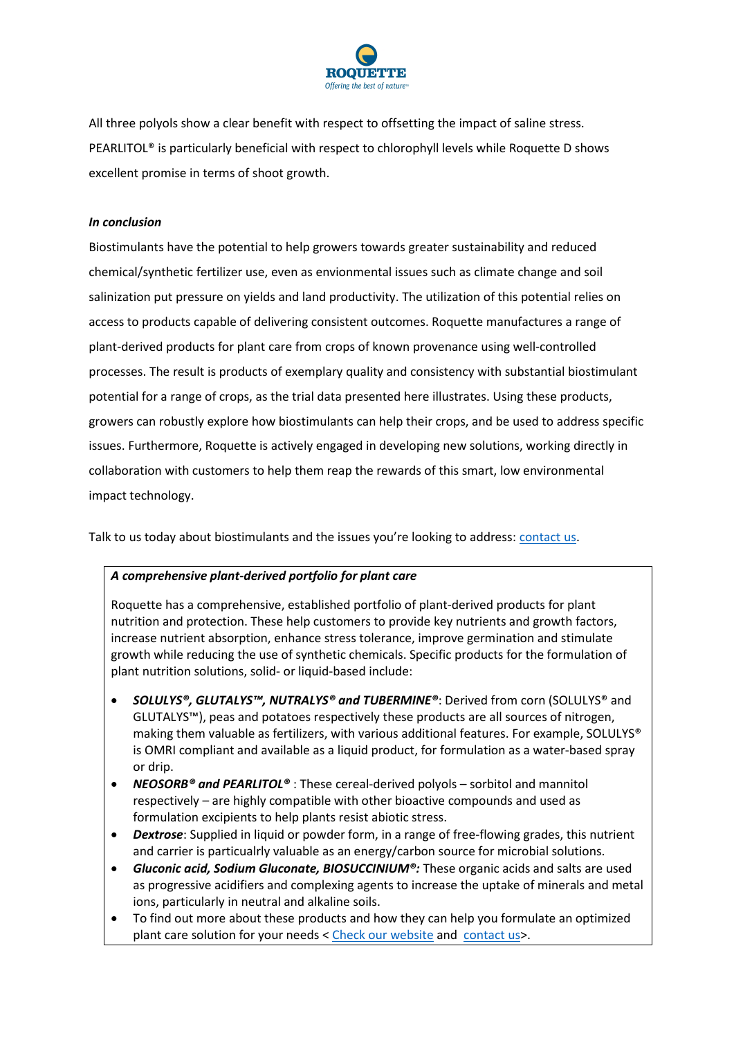All three polyols show a clear benefit with respect to offsetting the impact of saline stress. PEARLITOL® is particularly beneficial with respect to chlorophyll levels while Roquette D shows excellent promise in terms of shoot growth.

***In conclusion***

Biostimulants have the potential to help growers towards greater sustainability and reduced chemical/synthetic fertilizer use, even as envionmental issues such as climate change and soil salinization put pressure on yields and land productivity. The utilization of this potential relies on access to products capable of delivering consistent outcomes. Roquette manufactures a range of plant-derived products for plant care from crops of known provenance using well-controlled processes. The result is products of exemplary quality and consistency with substantial biostimulant potential for a range of crops, as the trial data presented here illustrates. Using these products, growers can robustly explore how biostimulants can help their crops, and be used to address specific issues. Furthermore, Roquette is actively engaged in developing new solutions, working directly in collaboration with customers to help them reap the rewards of this smart, low environmental impact technology.

Talk to us today about biostimulants and the issues you're looking to address: contact us.

***A comprehensive plant-derived portfolio for plant care***

Roquette has a comprehensive, established portfolio of plant-derived products for plant nutrition and protection. These help customers to provide key nutrients and growth factors, increase nutrient absorption, enhance stress tolerance, improve germination and stimulate growth while reducing the use of synthetic chemicals. Specific products for the formulation of plant nutrition solutions, solid- or liquid-based include:

- ***SOLULYS®, GLUTALYS™, NUTRALYS® and TUBERMINE®***: Derived from corn (SOLULYS® and GLUTALYS™), peas and potatoes respectively these products are all sources of nitrogen, making them valuable as fertilizers, with various additional features. For example, SOLULYS® is OMRI compliant and available as a liquid product, for formulation as a water-based spray or drip.
- ***NEOSORB® and PEARLITOL®*** : These cereal-derived polyols – sorbitol and mannitol respectively – are highly compatible with other bioactive compounds and used as formulation excipients to help plants resist abiotic stress.
- ***Dextrose***: Supplied in liquid or powder form, in a range of free-flowing grades, this nutrient and carrier is particualrly valuable as an energy/carbon source for microbial solutions.
- ***Gluconic acid, Sodium Gluconate, BIOSUCCINIUM®:*** These organic acids and salts are used as progressive acidifiers and complexing agents to increase the uptake of minerals and metal ions, particularly in neutral and alkaline soils.
- To find out more about these products and how they can help you formulate an optimized plant care solution for your needs < Check our website and contact us>.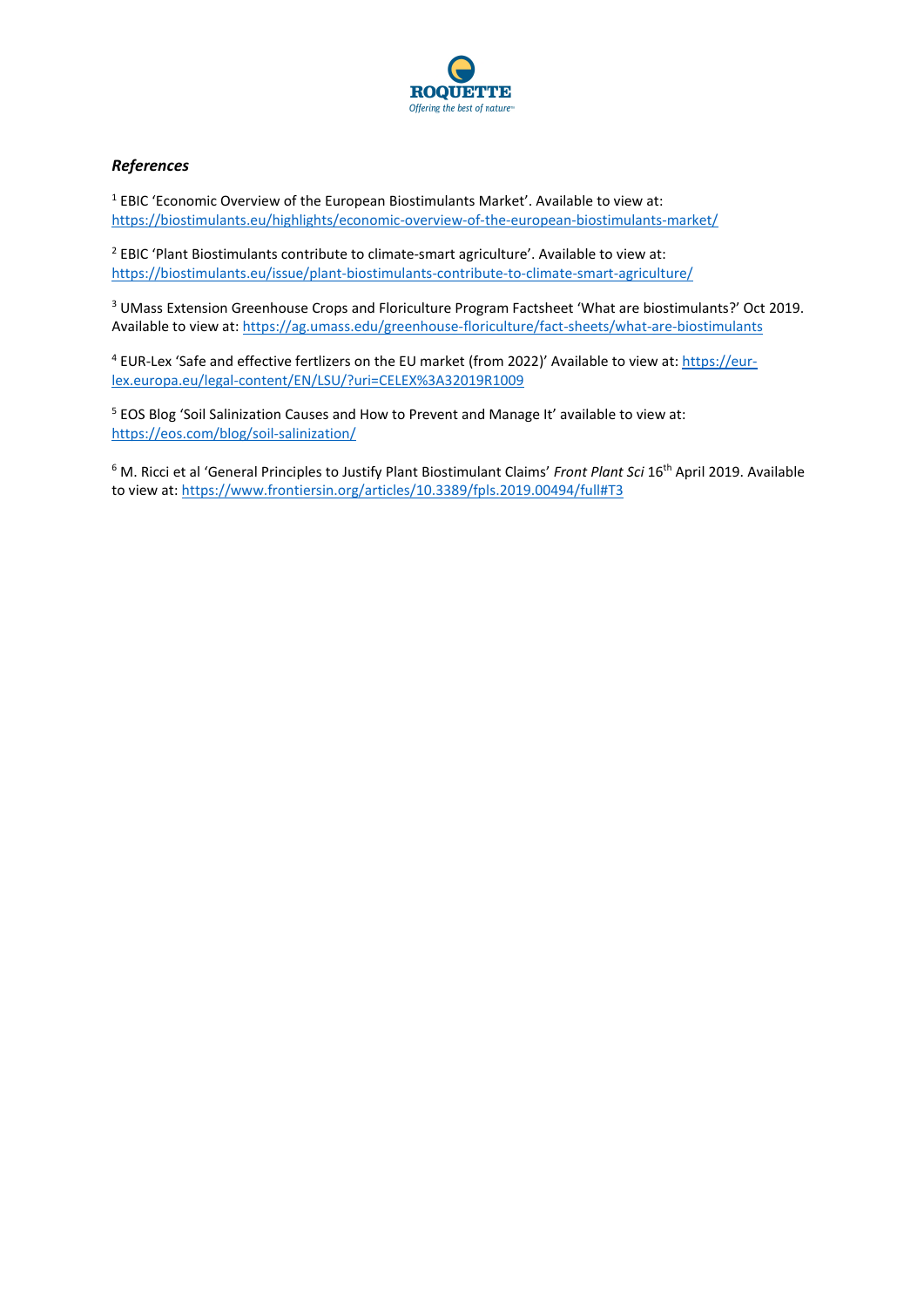***References***

[1] EBIC 'Economic Overview of the European Biostimulants Market'. Available to view at: https://biostimulants.eu/highlights/economic-overview-of-the-european-biostimulants-market/

[2] EBIC 'Plant Biostimulants contribute to climate-smart agriculture'. Available to view at: https://biostimulants.eu/issue/plant-biostimulants-contribute-to-climate-smart-agriculture/

[3] UMass Extension Greenhouse Crops and Floriculture Program Factsheet 'What are biostimulants?' Oct 2019. Available to view at: https://ag.umass.edu/greenhouse-floriculture/fact-sheets/what-are-biostimulants

[4] EUR-Lex 'Safe and effective fertlizers on the EU market (from 2022)' Available to view at: https://eur-lex.europa.eu/legal-content/EN/LSU/?uri=CELEX%3A32019R1009

[5] EOS Blog 'Soil Salinization Causes and How to Prevent and Manage It' available to view at: https://eos.com/blog/soil-salinization/

[6] M. Ricci et al 'General Principles to Justify Plant Biostimulant Claims' *Front Plant Sci* 16th April 2019. Available to view at: https://www.frontiersin.org/articles/10.3389/fpls.2019.00494/full#T3